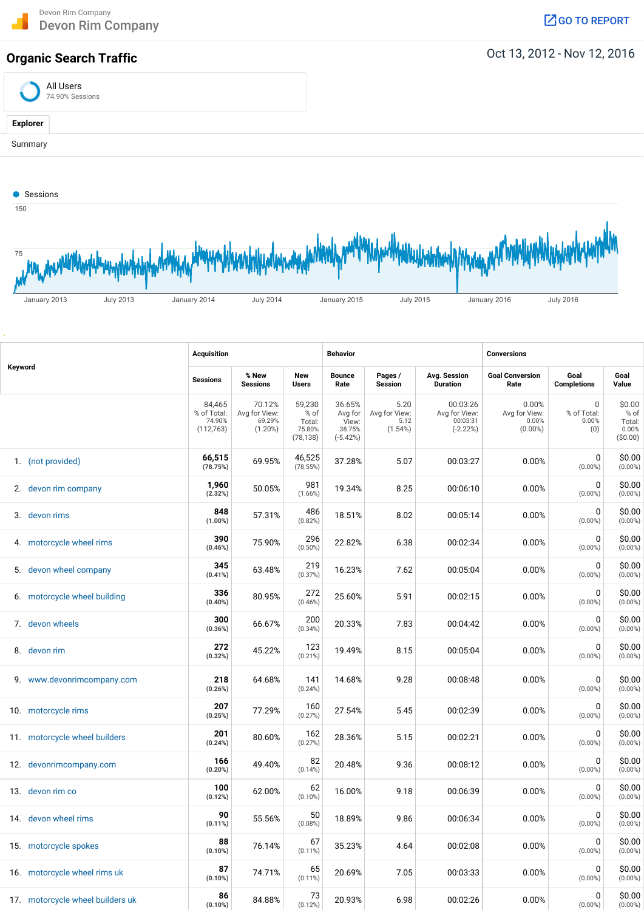Devon Rim Company
Devon Rim Company

GO TO REPORT

# Organic Search Traffic

Oct 13, 2012 - Nov 12, 2016

**All Users**
74.90% Sessions

**Explorer**

Summary

Sessions

150

75

January 2013 · July 2013 · January 2014 · July 2014 · January 2015 · July 2015 · January 2016 · July 2016

| Keyword | Acquisition | | | Behavior | | | Conversions | | |
|---|---|---|---|---|---|---|---|---|---|
| | Sessions | % New Sessions | New Users | Bounce Rate | Pages / Session | Avg. Session Duration | Goal Conversion Rate | Goal Completions | Goal Value |
| | 84,465 % of Total: 74.90% (112,763) | 70.12% Avg for View: 69.29% (1.20%) | 59,230 % of Total: 75.80% (78,138) | 36.65% Avg for View: 38.75% (-5.42%) | 5.20 Avg for View: 5.12 (1.54%) | 00:03:26 Avg for View: 00:03:31 (-2.22%) | 0.00% Avg for View: 0.00% (0.00%) | 0 % of Total: 0.00% (0) | $0.00 % of Total: 0.00% ($0.00) |
| 1. (not provided) | 66,515 (78.75%) | 69.95% | 46,525 (78.55%) | 37.28% | 5.07 | 00:03:27 | 0.00% | 0 (0.00%) | $0.00 (0.00%) |
| 2. devon rim company | 1,960 (2.32%) | 50.05% | 981 (1.66%) | 19.34% | 8.25 | 00:06:10 | 0.00% | 0 (0.00%) | $0.00 (0.00%) |
| 3. devon rims | 848 (1.00%) | 57.31% | 486 (0.82%) | 18.51% | 8.02 | 00:05:14 | 0.00% | 0 (0.00%) | $0.00 (0.00%) |
| 4. motorcycle wheel rims | 390 (0.46%) | 75.90% | 296 (0.50%) | 22.82% | 6.38 | 00:02:34 | 0.00% | 0 (0.00%) | $0.00 (0.00%) |
| 5. devon wheel company | 345 (0.41%) | 63.48% | 219 (0.37%) | 16.23% | 7.62 | 00:05:04 | 0.00% | 0 (0.00%) | $0.00 (0.00%) |
| 6. motorcycle wheel building | 336 (0.40%) | 80.95% | 272 (0.46%) | 25.60% | 5.91 | 00:02:15 | 0.00% | 0 (0.00%) | $0.00 (0.00%) |
| 7. devon wheels | 300 (0.36%) | 66.67% | 200 (0.34%) | 20.33% | 7.83 | 00:04:42 | 0.00% | 0 (0.00%) | $0.00 (0.00%) |
| 8. devon rim | 272 (0.32%) | 45.22% | 123 (0.21%) | 19.49% | 8.15 | 00:05:04 | 0.00% | 0 (0.00%) | $0.00 (0.00%) |
| 9. www.devonrimcompany.com | 218 (0.26%) | 64.68% | 141 (0.24%) | 14.68% | 9.28 | 00:08:48 | 0.00% | 0 (0.00%) | $0.00 (0.00%) |
| 10. motorcycle rims | 207 (0.25%) | 77.29% | 160 (0.27%) | 27.54% | 5.45 | 00:02:39 | 0.00% | 0 (0.00%) | $0.00 (0.00%) |
| 11. motorcycle wheel builders | 201 (0.24%) | 80.60% | 162 (0.27%) | 28.36% | 5.15 | 00:02:21 | 0.00% | 0 (0.00%) | $0.00 (0.00%) |
| 12. devonrimcompany.com | 166 (0.20%) | 49.40% | 82 (0.14%) | 20.48% | 9.36 | 00:08:12 | 0.00% | 0 (0.00%) | $0.00 (0.00%) |
| 13. devon rim co | 100 (0.12%) | 62.00% | 62 (0.10%) | 16.00% | 9.18 | 00:06:39 | 0.00% | 0 (0.00%) | $0.00 (0.00%) |
| 14. devon wheel rims | 90 (0.11%) | 55.56% | 50 (0.08%) | 18.89% | 9.86 | 00:06:34 | 0.00% | 0 (0.00%) | $0.00 (0.00%) |
| 15. motorcycle spokes | 88 (0.10%) | 76.14% | 67 (0.11%) | 35.23% | 4.64 | 00:02:08 | 0.00% | 0 (0.00%) | $0.00 (0.00%) |
| 16. motorcycle wheel rims uk | 87 (0.10%) | 74.71% | 65 (0.11%) | 20.69% | 7.05 | 00:03:33 | 0.00% | 0 (0.00%) | $0.00 (0.00%) |
| 17. motorcycle wheel builders uk | 86 (0.10%) | 84.88% | 73 (0.12%) | 20.93% | 6.98 | 00:02:26 | 0.00% | 0 (0.00%) | $0.00 (0.00%) |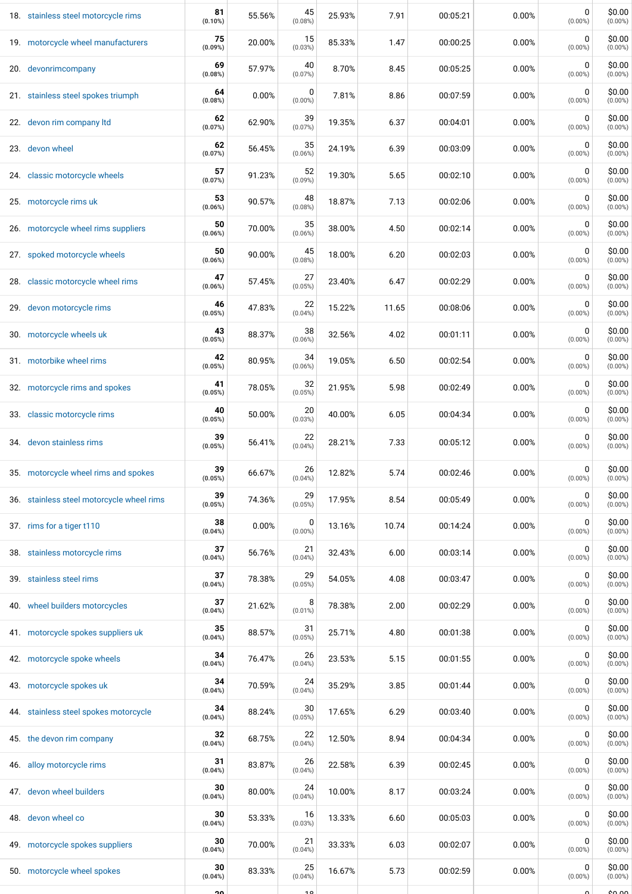| | | | | | | | | | | |
|---|---|---|---|---|---|---|---|---|---|---|
| 18. | stainless steel motorcycle rims | 81 (0.10%) | 55.56% | 45 (0.08%) | 25.93% | 7.91 | 00:05:21 | 0.00% | 0 (0.00%) | $0.00 (0.00%) |
| 19. | motorcycle wheel manufacturers | 75 (0.09%) | 20.00% | 15 (0.03%) | 85.33% | 1.47 | 00:00:25 | 0.00% | 0 (0.00%) | $0.00 (0.00%) |
| 20. | devonrimcompany | 69 (0.08%) | 57.97% | 40 (0.07%) | 8.70% | 8.45 | 00:05:25 | 0.00% | 0 (0.00%) | $0.00 (0.00%) |
| 21. | stainless steel spokes triumph | 64 (0.08%) | 0.00% | 0 (0.00%) | 7.81% | 8.86 | 00:07:59 | 0.00% | 0 (0.00%) | $0.00 (0.00%) |
| 22. | devon rim company ltd | 62 (0.07%) | 62.90% | 39 (0.07%) | 19.35% | 6.37 | 00:04:01 | 0.00% | 0 (0.00%) | $0.00 (0.00%) |
| 23. | devon wheel | 62 (0.07%) | 56.45% | 35 (0.06%) | 24.19% | 6.39 | 00:03:09 | 0.00% | 0 (0.00%) | $0.00 (0.00%) |
| 24. | classic motorcycle wheels | 57 (0.07%) | 91.23% | 52 (0.09%) | 19.30% | 5.65 | 00:02:10 | 0.00% | 0 (0.00%) | $0.00 (0.00%) |
| 25. | motorcycle rims uk | 53 (0.06%) | 90.57% | 48 (0.08%) | 18.87% | 7.13 | 00:02:06 | 0.00% | 0 (0.00%) | $0.00 (0.00%) |
| 26. | motorcycle wheel rims suppliers | 50 (0.06%) | 70.00% | 35 (0.06%) | 38.00% | 4.50 | 00:02:14 | 0.00% | 0 (0.00%) | $0.00 (0.00%) |
| 27. | spoked motorcycle wheels | 50 (0.06%) | 90.00% | 45 (0.08%) | 18.00% | 6.20 | 00:02:03 | 0.00% | 0 (0.00%) | $0.00 (0.00%) |
| 28. | classic motorcycle wheel rims | 47 (0.06%) | 57.45% | 27 (0.05%) | 23.40% | 6.47 | 00:02:29 | 0.00% | 0 (0.00%) | $0.00 (0.00%) |
| 29. | devon motorcycle rims | 46 (0.05%) | 47.83% | 22 (0.04%) | 15.22% | 11.65 | 00:08:06 | 0.00% | 0 (0.00%) | $0.00 (0.00%) |
| 30. | motorcycle wheels uk | 43 (0.05%) | 88.37% | 38 (0.06%) | 32.56% | 4.02 | 00:01:11 | 0.00% | 0 (0.00%) | $0.00 (0.00%) |
| 31. | motorbike wheel rims | 42 (0.05%) | 80.95% | 34 (0.06%) | 19.05% | 6.50 | 00:02:54 | 0.00% | 0 (0.00%) | $0.00 (0.00%) |
| 32. | motorcycle rims and spokes | 41 (0.05%) | 78.05% | 32 (0.05%) | 21.95% | 5.98 | 00:02:49 | 0.00% | 0 (0.00%) | $0.00 (0.00%) |
| 33. | classic motorcycle rims | 40 (0.05%) | 50.00% | 20 (0.03%) | 40.00% | 6.05 | 00:04:34 | 0.00% | 0 (0.00%) | $0.00 (0.00%) |
| 34. | devon stainless rims | 39 (0.05%) | 56.41% | 22 (0.04%) | 28.21% | 7.33 | 00:05:12 | 0.00% | 0 (0.00%) | $0.00 (0.00%) |
| 35. | motorcycle wheel rims and spokes | 39 (0.05%) | 66.67% | 26 (0.04%) | 12.82% | 5.74 | 00:02:46 | 0.00% | 0 (0.00%) | $0.00 (0.00%) |
| 36. | stainless steel motorcycle wheel rims | 39 (0.05%) | 74.36% | 29 (0.05%) | 17.95% | 8.54 | 00:05:49 | 0.00% | 0 (0.00%) | $0.00 (0.00%) |
| 37. | rims for a tiger t110 | 38 (0.04%) | 0.00% | 0 (0.00%) | 13.16% | 10.74 | 00:14:24 | 0.00% | 0 (0.00%) | $0.00 (0.00%) |
| 38. | stainless motorcycle rims | 37 (0.04%) | 56.76% | 21 (0.04%) | 32.43% | 6.00 | 00:03:14 | 0.00% | 0 (0.00%) | $0.00 (0.00%) |
| 39. | stainless steel rims | 37 (0.04%) | 78.38% | 29 (0.05%) | 54.05% | 4.08 | 00:03:47 | 0.00% | 0 (0.00%) | $0.00 (0.00%) |
| 40. | wheel builders motorcycles | 37 (0.04%) | 21.62% | 8 (0.01%) | 78.38% | 2.00 | 00:02:29 | 0.00% | 0 (0.00%) | $0.00 (0.00%) |
| 41. | motorcycle spokes suppliers uk | 35 (0.04%) | 88.57% | 31 (0.05%) | 25.71% | 4.80 | 00:01:38 | 0.00% | 0 (0.00%) | $0.00 (0.00%) |
| 42. | motorcycle spoke wheels | 34 (0.04%) | 76.47% | 26 (0.04%) | 23.53% | 5.15 | 00:01:55 | 0.00% | 0 (0.00%) | $0.00 (0.00%) |
| 43. | motorcycle spokes uk | 34 (0.04%) | 70.59% | 24 (0.04%) | 35.29% | 3.85 | 00:01:44 | 0.00% | 0 (0.00%) | $0.00 (0.00%) |
| 44. | stainless steel spokes motorcycle | 34 (0.04%) | 88.24% | 30 (0.05%) | 17.65% | 6.29 | 00:03:40 | 0.00% | 0 (0.00%) | $0.00 (0.00%) |
| 45. | the devon rim company | 32 (0.04%) | 68.75% | 22 (0.04%) | 12.50% | 8.94 | 00:04:34 | 0.00% | 0 (0.00%) | $0.00 (0.00%) |
| 46. | alloy motorcycle rims | 31 (0.04%) | 83.87% | 26 (0.04%) | 22.58% | 6.39 | 00:02:45 | 0.00% | 0 (0.00%) | $0.00 (0.00%) |
| 47. | devon wheel builders | 30 (0.04%) | 80.00% | 24 (0.04%) | 10.00% | 8.17 | 00:03:24 | 0.00% | 0 (0.00%) | $0.00 (0.00%) |
| 48. | devon wheel co | 30 (0.04%) | 53.33% | 16 (0.03%) | 13.33% | 6.60 | 00:05:03 | 0.00% | 0 (0.00%) | $0.00 (0.00%) |
| 49. | motorcycle spokes suppliers | 30 (0.04%) | 70.00% | 21 (0.04%) | 33.33% | 6.03 | 00:02:07 | 0.00% | 0 (0.00%) | $0.00 (0.00%) |
| 50. | motorcycle wheel spokes | 30 (0.04%) | 83.33% | 25 (0.04%) | 16.67% | 5.73 | 00:02:59 | 0.00% | 0 (0.00%) | $0.00 (0.00%) |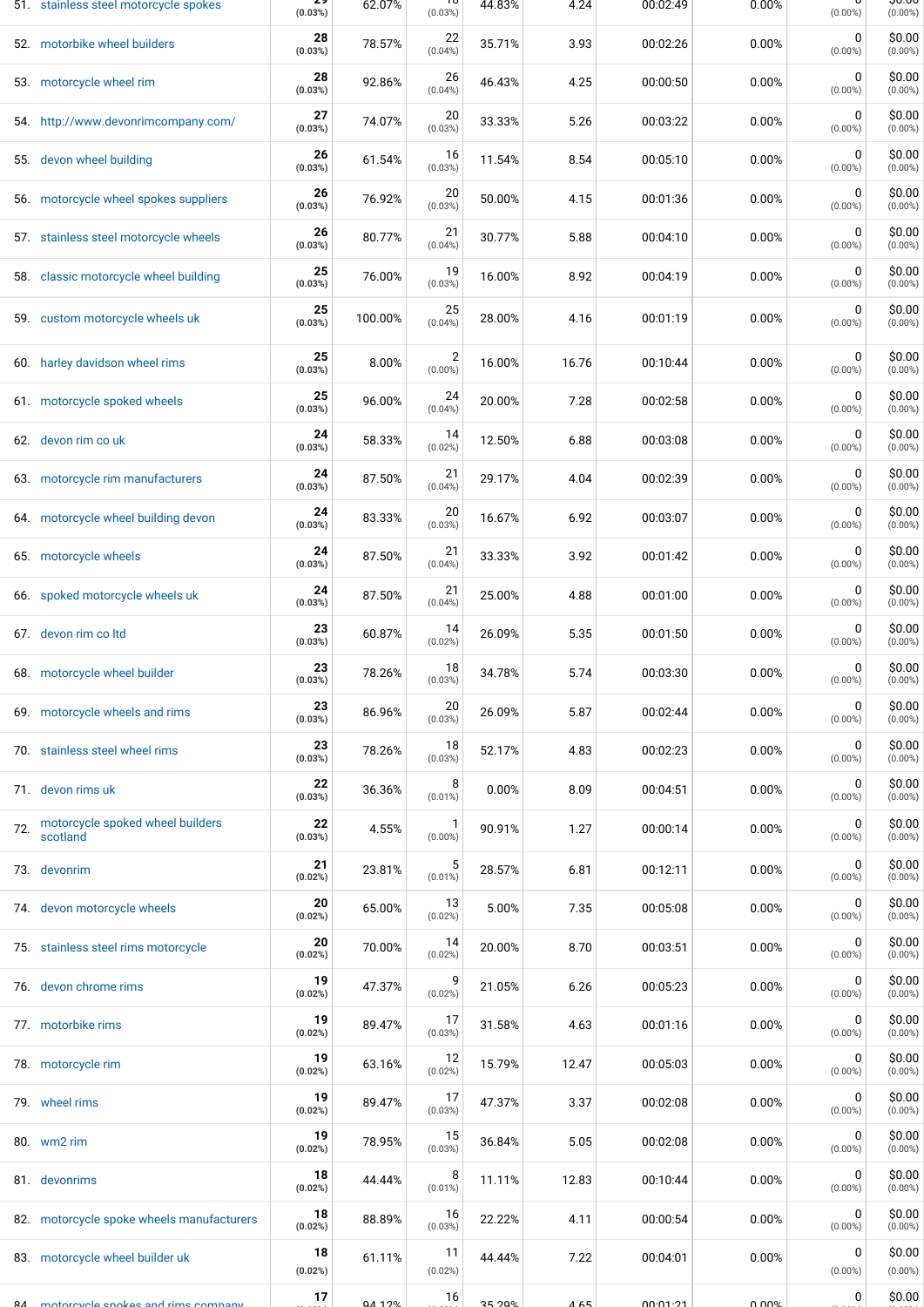| | | | | | | | | | |
|---|---|---|---|---|---|---|---|---|---|
| 51. stainless steel motorcycle spokes | 29 (0.03%) | 62.07% | 18 (0.03%) | 44.83% | 4.24 | 00:02:49 | 0.00% | 0 (0.00%) | $0.00 (0.00%) |
| 52. motorbike wheel builders | 28 (0.03%) | 78.57% | 22 (0.04%) | 35.71% | 3.93 | 00:02:26 | 0.00% | 0 (0.00%) | $0.00 (0.00%) |
| 53. motorcycle wheel rim | 28 (0.03%) | 92.86% | 26 (0.04%) | 46.43% | 4.25 | 00:00:50 | 0.00% | 0 (0.00%) | $0.00 (0.00%) |
| 54. http://www.devonrimcompany.com/ | 27 (0.03%) | 74.07% | 20 (0.03%) | 33.33% | 5.26 | 00:03:22 | 0.00% | 0 (0.00%) | $0.00 (0.00%) |
| 55. devon wheel building | 26 (0.03%) | 61.54% | 16 (0.03%) | 11.54% | 8.54 | 00:05:10 | 0.00% | 0 (0.00%) | $0.00 (0.00%) |
| 56. motorcycle wheel spokes suppliers | 26 (0.03%) | 76.92% | 20 (0.03%) | 50.00% | 4.15 | 00:01:36 | 0.00% | 0 (0.00%) | $0.00 (0.00%) |
| 57. stainless steel motorcycle wheels | 26 (0.03%) | 80.77% | 21 (0.04%) | 30.77% | 5.88 | 00:04:10 | 0.00% | 0 (0.00%) | $0.00 (0.00%) |
| 58. classic motorcycle wheel building | 25 (0.03%) | 76.00% | 19 (0.03%) | 16.00% | 8.92 | 00:04:19 | 0.00% | 0 (0.00%) | $0.00 (0.00%) |
| 59. custom motorcycle wheels uk | 25 (0.03%) | 100.00% | 25 (0.04%) | 28.00% | 4.16 | 00:01:19 | 0.00% | 0 (0.00%) | $0.00 (0.00%) |
| 60. harley davidson wheel rims | 25 (0.03%) | 8.00% | 2 (0.00%) | 16.00% | 16.76 | 00:10:44 | 0.00% | 0 (0.00%) | $0.00 (0.00%) |
| 61. motorcycle spoked wheels | 25 (0.03%) | 96.00% | 24 (0.04%) | 20.00% | 7.28 | 00:02:58 | 0.00% | 0 (0.00%) | $0.00 (0.00%) |
| 62. devon rim co uk | 24 (0.03%) | 58.33% | 14 (0.02%) | 12.50% | 6.88 | 00:03:08 | 0.00% | 0 (0.00%) | $0.00 (0.00%) |
| 63. motorcycle rim manufacturers | 24 (0.03%) | 87.50% | 21 (0.04%) | 29.17% | 4.04 | 00:02:39 | 0.00% | 0 (0.00%) | $0.00 (0.00%) |
| 64. motorcycle wheel building devon | 24 (0.03%) | 83.33% | 20 (0.03%) | 16.67% | 6.92 | 00:03:07 | 0.00% | 0 (0.00%) | $0.00 (0.00%) |
| 65. motorcycle wheels | 24 (0.03%) | 87.50% | 21 (0.04%) | 33.33% | 3.92 | 00:01:42 | 0.00% | 0 (0.00%) | $0.00 (0.00%) |
| 66. spoked motorcycle wheels uk | 24 (0.03%) | 87.50% | 21 (0.04%) | 25.00% | 4.88 | 00:01:00 | 0.00% | 0 (0.00%) | $0.00 (0.00%) |
| 67. devon rim co ltd | 23 (0.03%) | 60.87% | 14 (0.02%) | 26.09% | 5.35 | 00:01:50 | 0.00% | 0 (0.00%) | $0.00 (0.00%) |
| 68. motorcycle wheel builder | 23 (0.03%) | 78.26% | 18 (0.03%) | 34.78% | 5.74 | 00:03:30 | 0.00% | 0 (0.00%) | $0.00 (0.00%) |
| 69. motorcycle wheels and rims | 23 (0.03%) | 86.96% | 20 (0.03%) | 26.09% | 5.87 | 00:02:44 | 0.00% | 0 (0.00%) | $0.00 (0.00%) |
| 70. stainless steel wheel rims | 23 (0.03%) | 78.26% | 18 (0.03%) | 52.17% | 4.83 | 00:02:23 | 0.00% | 0 (0.00%) | $0.00 (0.00%) |
| 71. devon rims uk | 22 (0.03%) | 36.36% | 8 (0.01%) | 0.00% | 8.09 | 00:04:51 | 0.00% | 0 (0.00%) | $0.00 (0.00%) |
| 72. motorcycle spoked wheel builders scotland | 22 (0.03%) | 4.55% | 1 (0.00%) | 90.91% | 1.27 | 00:00:14 | 0.00% | 0 (0.00%) | $0.00 (0.00%) |
| 73. devonrim | 21 (0.02%) | 23.81% | 5 (0.01%) | 28.57% | 6.81 | 00:12:11 | 0.00% | 0 (0.00%) | $0.00 (0.00%) |
| 74. devon motorcycle wheels | 20 (0.02%) | 65.00% | 13 (0.02%) | 5.00% | 7.35 | 00:05:08 | 0.00% | 0 (0.00%) | $0.00 (0.00%) |
| 75. stainless steel rims motorcycle | 20 (0.02%) | 70.00% | 14 (0.02%) | 20.00% | 8.70 | 00:03:51 | 0.00% | 0 (0.00%) | $0.00 (0.00%) |
| 76. devon chrome rims | 19 (0.02%) | 47.37% | 9 (0.02%) | 21.05% | 6.26 | 00:05:23 | 0.00% | 0 (0.00%) | $0.00 (0.00%) |
| 77. motorbike rims | 19 (0.02%) | 89.47% | 17 (0.03%) | 31.58% | 4.63 | 00:01:16 | 0.00% | 0 (0.00%) | $0.00 (0.00%) |
| 78. motorcycle rim | 19 (0.02%) | 63.16% | 12 (0.02%) | 15.79% | 12.47 | 00:05:03 | 0.00% | 0 (0.00%) | $0.00 (0.00%) |
| 79. wheel rims | 19 (0.02%) | 89.47% | 17 (0.03%) | 47.37% | 3.37 | 00:02:08 | 0.00% | 0 (0.00%) | $0.00 (0.00%) |
| 80. wm2 rim | 19 (0.02%) | 78.95% | 15 (0.03%) | 36.84% | 5.05 | 00:02:08 | 0.00% | 0 (0.00%) | $0.00 (0.00%) |
| 81. devonrims | 18 (0.02%) | 44.44% | 8 (0.01%) | 11.11% | 12.83 | 00:10:44 | 0.00% | 0 (0.00%) | $0.00 (0.00%) |
| 82. motorcycle spoke wheels manufacturers | 18 (0.02%) | 88.89% | 16 (0.03%) | 22.22% | 4.11 | 00:00:54 | 0.00% | 0 (0.00%) | $0.00 (0.00%) |
| 83. motorcycle wheel builder uk | 18 (0.02%) | 61.11% | 11 (0.02%) | 44.44% | 7.22 | 00:04:01 | 0.00% | 0 (0.00%) | $0.00 (0.00%) |
| 84. motorcycle spokes and rims company | 17 | 94.12% | 16 | 35.29% | 4.65 | 00:01:21 | 0.00% | 0 | $0.00 |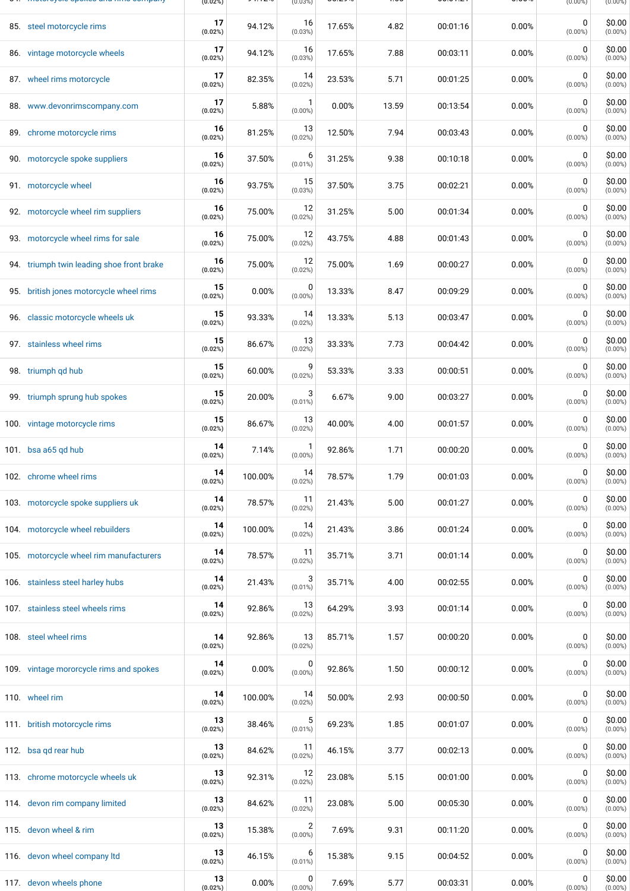| | | | | | | | | | |
|---|---|---|---|---|---|---|---|---|---|
| 85. steel motorcycle rims | 17 (0.02%) | 94.12% | 16 (0.03%) | 17.65% | 4.82 | 00:01:16 | 0.00% | 0 (0.00%) | $0.00 (0.00%) |
| 86. vintage motorcycle wheels | 17 (0.02%) | 94.12% | 16 (0.03%) | 17.65% | 7.88 | 00:03:11 | 0.00% | 0 (0.00%) | $0.00 (0.00%) |
| 87. wheel rims motorcycle | 17 (0.02%) | 82.35% | 14 (0.02%) | 23.53% | 5.71 | 00:01:25 | 0.00% | 0 (0.00%) | $0.00 (0.00%) |
| 88. www.devonrimscompany.com | 17 (0.02%) | 5.88% | 1 (0.00%) | 0.00% | 13.59 | 00:13:54 | 0.00% | 0 (0.00%) | $0.00 (0.00%) |
| 89. chrome motorcycle rims | 16 (0.02%) | 81.25% | 13 (0.02%) | 12.50% | 7.94 | 00:03:43 | 0.00% | 0 (0.00%) | $0.00 (0.00%) |
| 90. motorcycle spoke suppliers | 16 (0.02%) | 37.50% | 6 (0.01%) | 31.25% | 9.38 | 00:10:18 | 0.00% | 0 (0.00%) | $0.00 (0.00%) |
| 91. motorcycle wheel | 16 (0.02%) | 93.75% | 15 (0.03%) | 37.50% | 3.75 | 00:02:21 | 0.00% | 0 (0.00%) | $0.00 (0.00%) |
| 92. motorcycle wheel rim suppliers | 16 (0.02%) | 75.00% | 12 (0.02%) | 31.25% | 5.00 | 00:01:34 | 0.00% | 0 (0.00%) | $0.00 (0.00%) |
| 93. motorcycle wheel rims for sale | 16 (0.02%) | 75.00% | 12 (0.02%) | 43.75% | 4.88 | 00:01:43 | 0.00% | 0 (0.00%) | $0.00 (0.00%) |
| 94. triumph twin leading shoe front brake | 16 (0.02%) | 75.00% | 12 (0.02%) | 75.00% | 1.69 | 00:00:27 | 0.00% | 0 (0.00%) | $0.00 (0.00%) |
| 95. british jones motorcycle wheel rims | 15 (0.02%) | 0.00% | 0 (0.00%) | 13.33% | 8.47 | 00:09:29 | 0.00% | 0 (0.00%) | $0.00 (0.00%) |
| 96. classic motorcycle wheels uk | 15 (0.02%) | 93.33% | 14 (0.02%) | 13.33% | 5.13 | 00:03:47 | 0.00% | 0 (0.00%) | $0.00 (0.00%) |
| 97. stainless wheel rims | 15 (0.02%) | 86.67% | 13 (0.02%) | 33.33% | 7.73 | 00:04:42 | 0.00% | 0 (0.00%) | $0.00 (0.00%) |
| 98. triumph qd hub | 15 (0.02%) | 60.00% | 9 (0.02%) | 53.33% | 3.33 | 00:00:51 | 0.00% | 0 (0.00%) | $0.00 (0.00%) |
| 99. triumph sprung hub spokes | 15 (0.02%) | 20.00% | 3 (0.01%) | 6.67% | 9.00 | 00:03:27 | 0.00% | 0 (0.00%) | $0.00 (0.00%) |
| 100. vintage motorcycle rims | 15 (0.02%) | 86.67% | 13 (0.02%) | 40.00% | 4.00 | 00:01:57 | 0.00% | 0 (0.00%) | $0.00 (0.00%) |
| 101. bsa a65 qd hub | 14 (0.02%) | 7.14% | 1 (0.00%) | 92.86% | 1.71 | 00:00:20 | 0.00% | 0 (0.00%) | $0.00 (0.00%) |
| 102. chrome wheel rims | 14 (0.02%) | 100.00% | 14 (0.02%) | 78.57% | 1.79 | 00:01:03 | 0.00% | 0 (0.00%) | $0.00 (0.00%) |
| 103. motorcycle spoke suppliers uk | 14 (0.02%) | 78.57% | 11 (0.02%) | 21.43% | 5.00 | 00:01:27 | 0.00% | 0 (0.00%) | $0.00 (0.00%) |
| 104. motorcycle wheel rebuilders | 14 (0.02%) | 100.00% | 14 (0.02%) | 21.43% | 3.86 | 00:01:24 | 0.00% | 0 (0.00%) | $0.00 (0.00%) |
| 105. motorcycle wheel rim manufacturers | 14 (0.02%) | 78.57% | 11 (0.02%) | 35.71% | 3.71 | 00:01:14 | 0.00% | 0 (0.00%) | $0.00 (0.00%) |
| 106. stainless steel harley hubs | 14 (0.02%) | 21.43% | 3 (0.01%) | 35.71% | 4.00 | 00:02:55 | 0.00% | 0 (0.00%) | $0.00 (0.00%) |
| 107. stainless steel wheels rims | 14 (0.02%) | 92.86% | 13 (0.02%) | 64.29% | 3.93 | 00:01:14 | 0.00% | 0 (0.00%) | $0.00 (0.00%) |
| 108. steel wheel rims | 14 (0.02%) | 92.86% | 13 (0.02%) | 85.71% | 1.57 | 00:00:20 | 0.00% | 0 (0.00%) | $0.00 (0.00%) |
| 109. vintage mororcycle rims and spokes | 14 (0.02%) | 0.00% | 0 (0.00%) | 92.86% | 1.50 | 00:00:12 | 0.00% | 0 (0.00%) | $0.00 (0.00%) |
| 110. wheel rim | 14 (0.02%) | 100.00% | 14 (0.02%) | 50.00% | 2.93 | 00:00:50 | 0.00% | 0 (0.00%) | $0.00 (0.00%) |
| 111. british motorcycle rims | 13 (0.02%) | 38.46% | 5 (0.01%) | 69.23% | 1.85 | 00:01:07 | 0.00% | 0 (0.00%) | $0.00 (0.00%) |
| 112. bsa qd rear hub | 13 (0.02%) | 84.62% | 11 (0.02%) | 46.15% | 3.77 | 00:02:13 | 0.00% | 0 (0.00%) | $0.00 (0.00%) |
| 113. chrome motorcycle wheels uk | 13 (0.02%) | 92.31% | 12 (0.02%) | 23.08% | 5.15 | 00:01:00 | 0.00% | 0 (0.00%) | $0.00 (0.00%) |
| 114. devon rim company limited | 13 (0.02%) | 84.62% | 11 (0.02%) | 23.08% | 5.00 | 00:05:30 | 0.00% | 0 (0.00%) | $0.00 (0.00%) |
| 115. devon wheel & rim | 13 (0.02%) | 15.38% | 2 (0.00%) | 7.69% | 9.31 | 00:11:20 | 0.00% | 0 (0.00%) | $0.00 (0.00%) |
| 116. devon wheel company ltd | 13 (0.02%) | 46.15% | 6 (0.01%) | 15.38% | 9.15 | 00:04:52 | 0.00% | 0 (0.00%) | $0.00 (0.00%) |
| 117. devon wheels phone | 13 (0.02%) | 0.00% | 0 (0.00%) | 7.69% | 5.77 | 00:03:31 | 0.00% | 0 (0.00%) | $0.00 (0.00%) |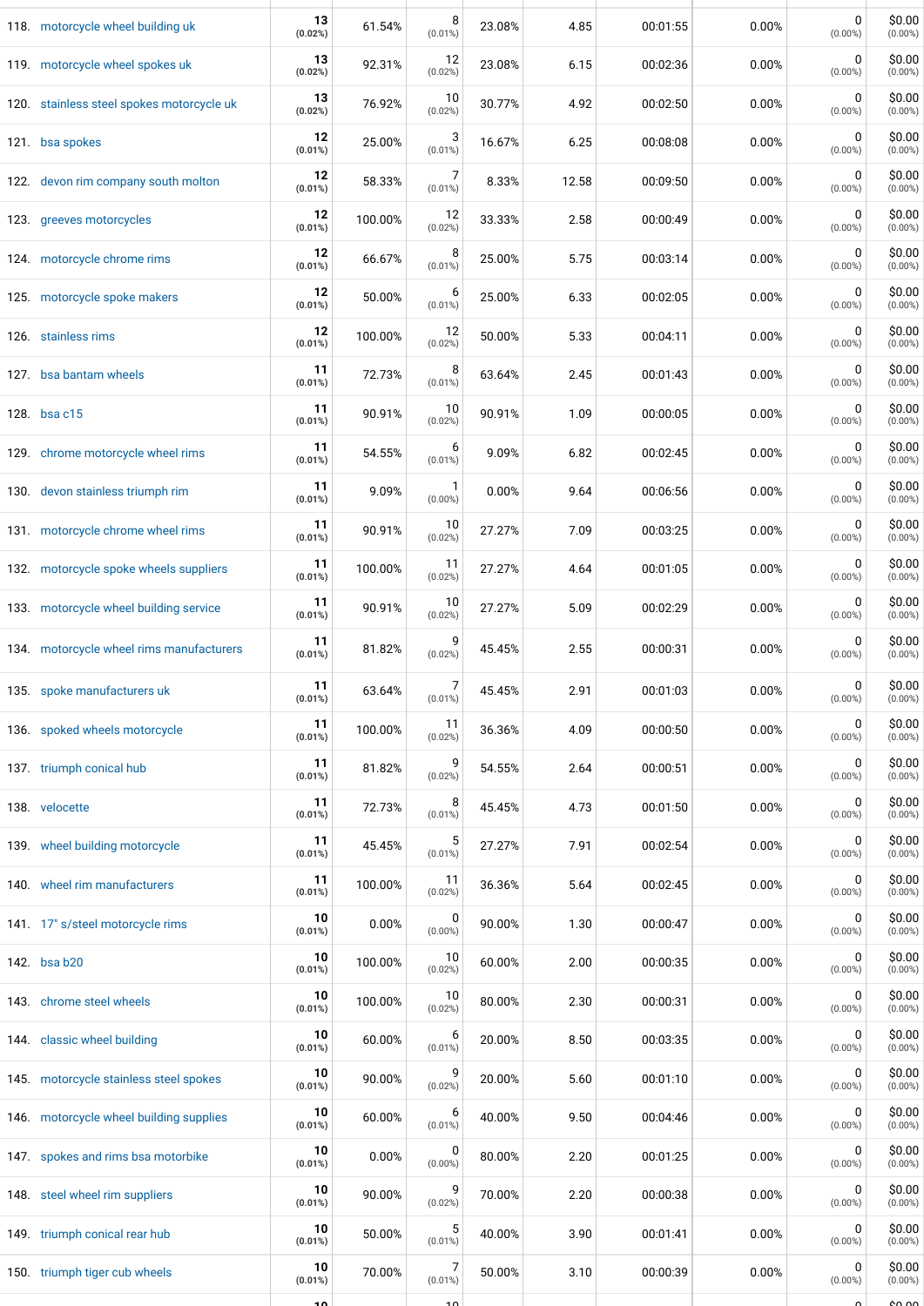|  |  |  |  |  |  |  |  |  |  |
|---|---|---|---|---|---|---|---|---|---|
| 118. motorcycle wheel building uk | 13 (0.02%) | 61.54% | 8 (0.01%) | 23.08% | 4.85 | 00:01:55 | 0.00% | 0 (0.00%) | $0.00 (0.00%) |
| 119. motorcycle wheel spokes uk | 13 (0.02%) | 92.31% | 12 (0.02%) | 23.08% | 6.15 | 00:02:36 | 0.00% | 0 (0.00%) | $0.00 (0.00%) |
| 120. stainless steel spokes motorcycle uk | 13 (0.02%) | 76.92% | 10 (0.02%) | 30.77% | 4.92 | 00:02:50 | 0.00% | 0 (0.00%) | $0.00 (0.00%) |
| 121. bsa spokes | 12 (0.01%) | 25.00% | 3 (0.01%) | 16.67% | 6.25 | 00:08:08 | 0.00% | 0 (0.00%) | $0.00 (0.00%) |
| 122. devon rim company south molton | 12 (0.01%) | 58.33% | 7 (0.01%) | 8.33% | 12.58 | 00:09:50 | 0.00% | 0 (0.00%) | $0.00 (0.00%) |
| 123. greeves motorcycles | 12 (0.01%) | 100.00% | 12 (0.02%) | 33.33% | 2.58 | 00:00:49 | 0.00% | 0 (0.00%) | $0.00 (0.00%) |
| 124. motorcycle chrome rims | 12 (0.01%) | 66.67% | 8 (0.01%) | 25.00% | 5.75 | 00:03:14 | 0.00% | 0 (0.00%) | $0.00 (0.00%) |
| 125. motorcycle spoke makers | 12 (0.01%) | 50.00% | 6 (0.01%) | 25.00% | 6.33 | 00:02:05 | 0.00% | 0 (0.00%) | $0.00 (0.00%) |
| 126. stainless rims | 12 (0.01%) | 100.00% | 12 (0.02%) | 50.00% | 5.33 | 00:04:11 | 0.00% | 0 (0.00%) | $0.00 (0.00%) |
| 127. bsa bantam wheels | 11 (0.01%) | 72.73% | 8 (0.01%) | 63.64% | 2.45 | 00:01:43 | 0.00% | 0 (0.00%) | $0.00 (0.00%) |
| 128. bsa c15 | 11 (0.01%) | 90.91% | 10 (0.02%) | 90.91% | 1.09 | 00:00:05 | 0.00% | 0 (0.00%) | $0.00 (0.00%) |
| 129. chrome motorcycle wheel rims | 11 (0.01%) | 54.55% | 6 (0.01%) | 9.09% | 6.82 | 00:02:45 | 0.00% | 0 (0.00%) | $0.00 (0.00%) |
| 130. devon stainless triumph rim | 11 (0.01%) | 9.09% | 1 (0.00%) | 0.00% | 9.64 | 00:06:56 | 0.00% | 0 (0.00%) | $0.00 (0.00%) |
| 131. motorcycle chrome wheel rims | 11 (0.01%) | 90.91% | 10 (0.02%) | 27.27% | 7.09 | 00:03:25 | 0.00% | 0 (0.00%) | $0.00 (0.00%) |
| 132. motorcycle spoke wheels suppliers | 11 (0.01%) | 100.00% | 11 (0.02%) | 27.27% | 4.64 | 00:01:05 | 0.00% | 0 (0.00%) | $0.00 (0.00%) |
| 133. motorcycle wheel building service | 11 (0.01%) | 90.91% | 10 (0.02%) | 27.27% | 5.09 | 00:02:29 | 0.00% | 0 (0.00%) | $0.00 (0.00%) |
| 134. motorcycle wheel rims manufacturers | 11 (0.01%) | 81.82% | 9 (0.02%) | 45.45% | 2.55 | 00:00:31 | 0.00% | 0 (0.00%) | $0.00 (0.00%) |
| 135. spoke manufacturers uk | 11 (0.01%) | 63.64% | 7 (0.01%) | 45.45% | 2.91 | 00:01:03 | 0.00% | 0 (0.00%) | $0.00 (0.00%) |
| 136. spoked wheels motorcycle | 11 (0.01%) | 100.00% | 11 (0.02%) | 36.36% | 4.09 | 00:00:50 | 0.00% | 0 (0.00%) | $0.00 (0.00%) |
| 137. triumph conical hub | 11 (0.01%) | 81.82% | 9 (0.02%) | 54.55% | 2.64 | 00:00:51 | 0.00% | 0 (0.00%) | $0.00 (0.00%) |
| 138. velocette | 11 (0.01%) | 72.73% | 8 (0.01%) | 45.45% | 4.73 | 00:01:50 | 0.00% | 0 (0.00%) | $0.00 (0.00%) |
| 139. wheel building motorcycle | 11 (0.01%) | 45.45% | 5 (0.01%) | 27.27% | 7.91 | 00:02:54 | 0.00% | 0 (0.00%) | $0.00 (0.00%) |
| 140. wheel rim manufacturers | 11 (0.01%) | 100.00% | 11 (0.02%) | 36.36% | 5.64 | 00:02:45 | 0.00% | 0 (0.00%) | $0.00 (0.00%) |
| 141. 17" s/steel motorcycle rims | 10 (0.01%) | 0.00% | 0 (0.00%) | 90.00% | 1.30 | 00:00:47 | 0.00% | 0 (0.00%) | $0.00 (0.00%) |
| 142. bsa b20 | 10 (0.01%) | 100.00% | 10 (0.02%) | 60.00% | 2.00 | 00:00:35 | 0.00% | 0 (0.00%) | $0.00 (0.00%) |
| 143. chrome steel wheels | 10 (0.01%) | 100.00% | 10 (0.02%) | 80.00% | 2.30 | 00:00:31 | 0.00% | 0 (0.00%) | $0.00 (0.00%) |
| 144. classic wheel building | 10 (0.01%) | 60.00% | 6 (0.01%) | 20.00% | 8.50 | 00:03:35 | 0.00% | 0 (0.00%) | $0.00 (0.00%) |
| 145. motorcycle stainless steel spokes | 10 (0.01%) | 90.00% | 9 (0.02%) | 20.00% | 5.60 | 00:01:10 | 0.00% | 0 (0.00%) | $0.00 (0.00%) |
| 146. motorcycle wheel building supplies | 10 (0.01%) | 60.00% | 6 (0.01%) | 40.00% | 9.50 | 00:04:46 | 0.00% | 0 (0.00%) | $0.00 (0.00%) |
| 147. spokes and rims bsa motorbike | 10 (0.01%) | 0.00% | 0 (0.00%) | 80.00% | 2.20 | 00:01:25 | 0.00% | 0 (0.00%) | $0.00 (0.00%) |
| 148. steel wheel rim suppliers | 10 (0.01%) | 90.00% | 9 (0.02%) | 70.00% | 2.20 | 00:00:38 | 0.00% | 0 (0.00%) | $0.00 (0.00%) |
| 149. triumph conical rear hub | 10 (0.01%) | 50.00% | 5 (0.01%) | 40.00% | 3.90 | 00:01:41 | 0.00% | 0 (0.00%) | $0.00 (0.00%) |
| 150. triumph tiger cub wheels | 10 (0.01%) | 70.00% | 7 (0.01%) | 50.00% | 3.10 | 00:00:39 | 0.00% | 0 (0.00%) | $0.00 (0.00%) |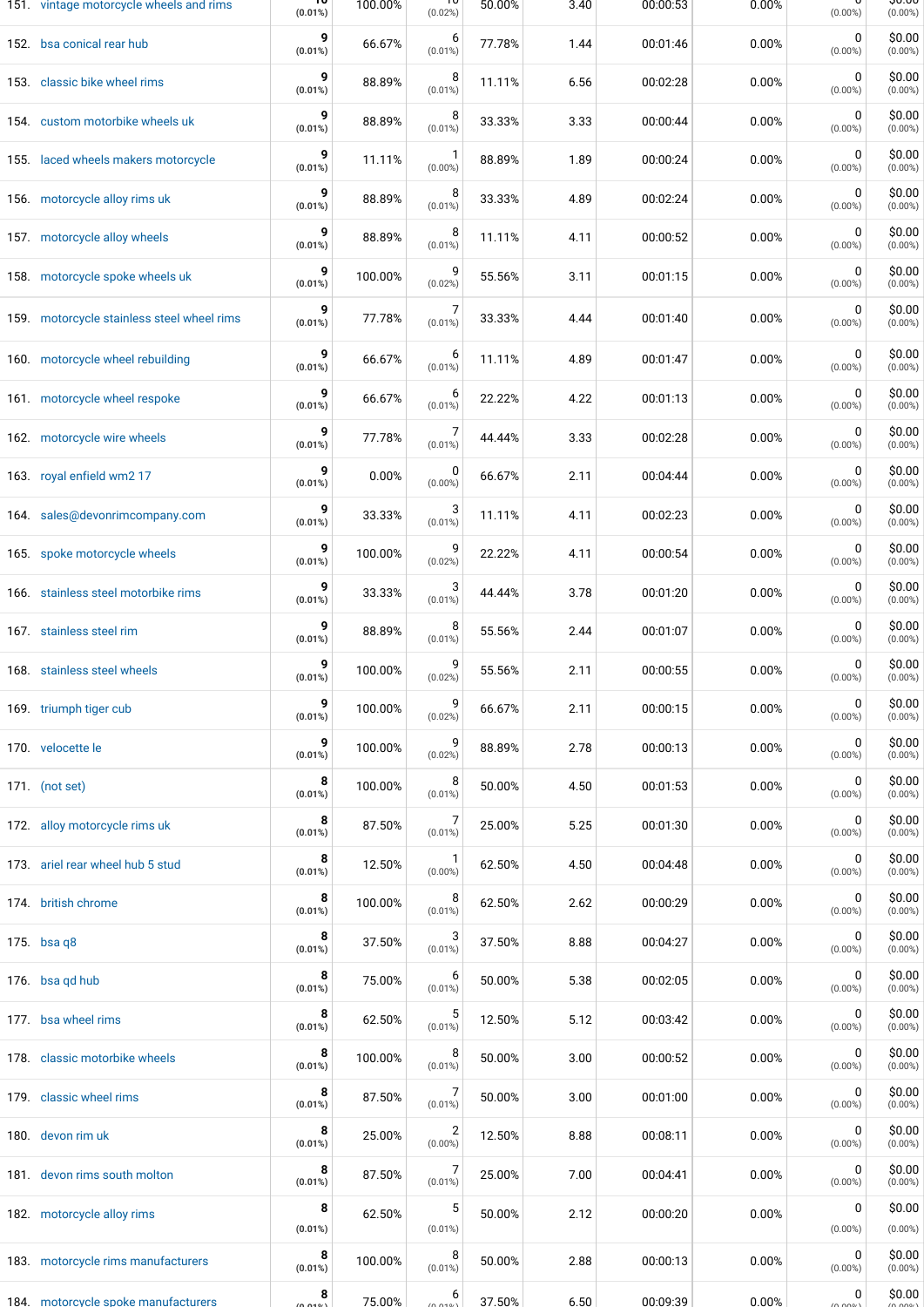| | | | | | | | | | |
|---|---|---|---|---|---|---|---|---|---|
| 151. vintage motorcycle wheels and rims | 10 (0.01%) | 100.00% | 10 (0.02%) | 50.00% | 3.40 | 00:00:53 | 0.00% | 0 (0.00%) | $0.00 (0.00%) |
| 152. bsa conical rear hub | 9 (0.01%) | 66.67% | 6 (0.01%) | 77.78% | 1.44 | 00:01:46 | 0.00% | 0 (0.00%) | $0.00 (0.00%) |
| 153. classic bike wheel rims | 9 (0.01%) | 88.89% | 8 (0.01%) | 11.11% | 6.56 | 00:02:28 | 0.00% | 0 (0.00%) | $0.00 (0.00%) |
| 154. custom motorbike wheels uk | 9 (0.01%) | 88.89% | 8 (0.01%) | 33.33% | 3.33 | 00:00:44 | 0.00% | 0 (0.00%) | $0.00 (0.00%) |
| 155. laced wheels makers motorcycle | 9 (0.01%) | 11.11% | 1 (0.00%) | 88.89% | 1.89 | 00:00:24 | 0.00% | 0 (0.00%) | $0.00 (0.00%) |
| 156. motorcycle alloy rims uk | 9 (0.01%) | 88.89% | 8 (0.01%) | 33.33% | 4.89 | 00:02:24 | 0.00% | 0 (0.00%) | $0.00 (0.00%) |
| 157. motorcycle alloy wheels | 9 (0.01%) | 88.89% | 8 (0.01%) | 11.11% | 4.11 | 00:00:52 | 0.00% | 0 (0.00%) | $0.00 (0.00%) |
| 158. motorcycle spoke wheels uk | 9 (0.01%) | 100.00% | 9 (0.02%) | 55.56% | 3.11 | 00:01:15 | 0.00% | 0 (0.00%) | $0.00 (0.00%) |
| 159. motorcycle stainless steel wheel rims | 9 (0.01%) | 77.78% | 7 (0.01%) | 33.33% | 4.44 | 00:01:40 | 0.00% | 0 (0.00%) | $0.00 (0.00%) |
| 160. motorcycle wheel rebuilding | 9 (0.01%) | 66.67% | 6 (0.01%) | 11.11% | 4.89 | 00:01:47 | 0.00% | 0 (0.00%) | $0.00 (0.00%) |
| 161. motorcycle wheel respoke | 9 (0.01%) | 66.67% | 6 (0.01%) | 22.22% | 4.22 | 00:01:13 | 0.00% | 0 (0.00%) | $0.00 (0.00%) |
| 162. motorcycle wire wheels | 9 (0.01%) | 77.78% | 7 (0.01%) | 44.44% | 3.33 | 00:02:28 | 0.00% | 0 (0.00%) | $0.00 (0.00%) |
| 163. royal enfield wm2 17 | 9 (0.01%) | 0.00% | 0 (0.00%) | 66.67% | 2.11 | 00:04:44 | 0.00% | 0 (0.00%) | $0.00 (0.00%) |
| 164. sales@devonrimcompany.com | 9 (0.01%) | 33.33% | 3 (0.01%) | 11.11% | 4.11 | 00:02:23 | 0.00% | 0 (0.00%) | $0.00 (0.00%) |
| 165. spoke motorcycle wheels | 9 (0.01%) | 100.00% | 9 (0.02%) | 22.22% | 4.11 | 00:00:54 | 0.00% | 0 (0.00%) | $0.00 (0.00%) |
| 166. stainless steel motorbike rims | 9 (0.01%) | 33.33% | 3 (0.01%) | 44.44% | 3.78 | 00:01:20 | 0.00% | 0 (0.00%) | $0.00 (0.00%) |
| 167. stainless steel rim | 9 (0.01%) | 88.89% | 8 (0.01%) | 55.56% | 2.44 | 00:01:07 | 0.00% | 0 (0.00%) | $0.00 (0.00%) |
| 168. stainless steel wheels | 9 (0.01%) | 100.00% | 9 (0.02%) | 55.56% | 2.11 | 00:00:55 | 0.00% | 0 (0.00%) | $0.00 (0.00%) |
| 169. triumph tiger cub | 9 (0.01%) | 100.00% | 9 (0.02%) | 66.67% | 2.11 | 00:00:15 | 0.00% | 0 (0.00%) | $0.00 (0.00%) |
| 170. velocette le | 9 (0.01%) | 100.00% | 9 (0.02%) | 88.89% | 2.78 | 00:00:13 | 0.00% | 0 (0.00%) | $0.00 (0.00%) |
| 171. (not set) | 8 (0.01%) | 100.00% | 8 (0.01%) | 50.00% | 4.50 | 00:01:53 | 0.00% | 0 (0.00%) | $0.00 (0.00%) |
| 172. alloy motorcycle rims uk | 8 (0.01%) | 87.50% | 7 (0.01%) | 25.00% | 5.25 | 00:01:30 | 0.00% | 0 (0.00%) | $0.00 (0.00%) |
| 173. ariel rear wheel hub 5 stud | 8 (0.01%) | 12.50% | 1 (0.00%) | 62.50% | 4.50 | 00:04:48 | 0.00% | 0 (0.00%) | $0.00 (0.00%) |
| 174. british chrome | 8 (0.01%) | 100.00% | 8 (0.01%) | 62.50% | 2.62 | 00:00:29 | 0.00% | 0 (0.00%) | $0.00 (0.00%) |
| 175. bsa q8 | 8 (0.01%) | 37.50% | 3 (0.01%) | 37.50% | 8.88 | 00:04:27 | 0.00% | 0 (0.00%) | $0.00 (0.00%) |
| 176. bsa qd hub | 8 (0.01%) | 75.00% | 6 (0.01%) | 50.00% | 5.38 | 00:02:05 | 0.00% | 0 (0.00%) | $0.00 (0.00%) |
| 177. bsa wheel rims | 8 (0.01%) | 62.50% | 5 (0.01%) | 12.50% | 5.12 | 00:03:42 | 0.00% | 0 (0.00%) | $0.00 (0.00%) |
| 178. classic motorbike wheels | 8 (0.01%) | 100.00% | 8 (0.01%) | 50.00% | 3.00 | 00:00:52 | 0.00% | 0 (0.00%) | $0.00 (0.00%) |
| 179. classic wheel rims | 8 (0.01%) | 87.50% | 7 (0.01%) | 50.00% | 3.00 | 00:01:00 | 0.00% | 0 (0.00%) | $0.00 (0.00%) |
| 180. devon rim uk | 8 (0.01%) | 25.00% | 2 (0.00%) | 12.50% | 8.88 | 00:08:11 | 0.00% | 0 (0.00%) | $0.00 (0.00%) |
| 181. devon rims south molton | 8 (0.01%) | 87.50% | 7 (0.01%) | 25.00% | 7.00 | 00:04:41 | 0.00% | 0 (0.00%) | $0.00 (0.00%) |
| 182. motorcycle alloy rims | 8 (0.01%) | 62.50% | 5 (0.01%) | 50.00% | 2.12 | 00:00:20 | 0.00% | 0 (0.00%) | $0.00 (0.00%) |
| 183. motorcycle rims manufacturers | 8 (0.01%) | 100.00% | 8 (0.01%) | 50.00% | 2.88 | 00:00:13 | 0.00% | 0 (0.00%) | $0.00 (0.00%) |
| 184. motorcycle spoke manufacturers | 8 (0.01%) | 75.00% | 6 (0.01%) | 37.50% | 6.50 | 00:09:39 | 0.00% | 0 (0.00%) | $0.00 (0.00%) |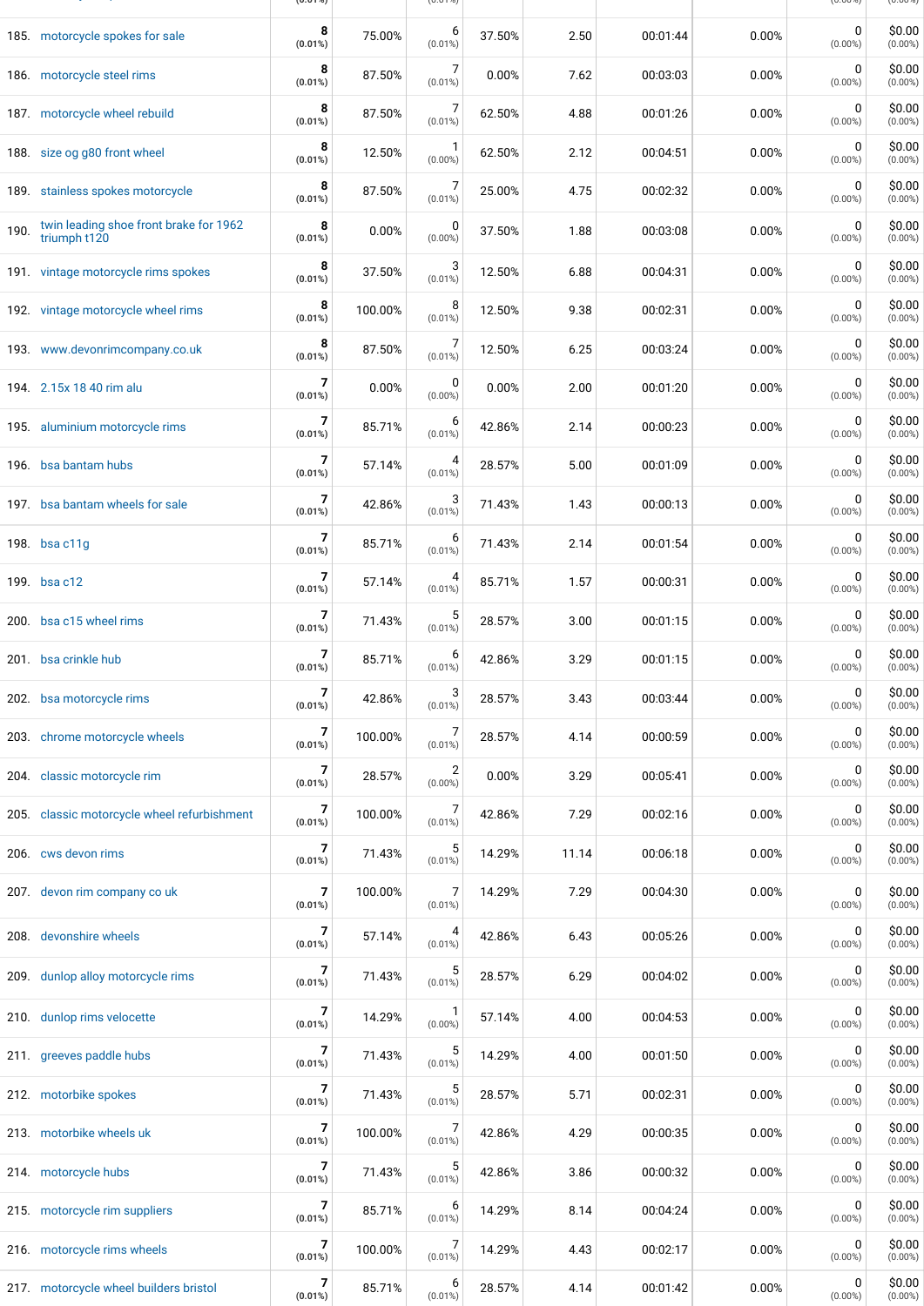| | | | | | | | | | | |
|---|---|---|---|---|---|---|---|---|---|---|
| 185. | motorcycle spokes for sale | **8** (0.01%) | 75.00% | 6 (0.01%) | 37.50% | 2.50 | 00:01:44 | 0.00% | 0 (0.00%) | $0.00 (0.00%) |
| 186. | motorcycle steel rims | **8** (0.01%) | 87.50% | 7 (0.01%) | 0.00% | 7.62 | 00:03:03 | 0.00% | 0 (0.00%) | $0.00 (0.00%) |
| 187. | motorcycle wheel rebuild | **8** (0.01%) | 87.50% | 7 (0.01%) | 62.50% | 4.88 | 00:01:26 | 0.00% | 0 (0.00%) | $0.00 (0.00%) |
| 188. | size og g80 front wheel | **8** (0.01%) | 12.50% | 1 (0.00%) | 62.50% | 2.12 | 00:04:51 | 0.00% | 0 (0.00%) | $0.00 (0.00%) |
| 189. | stainless spokes motorcycle | **8** (0.01%) | 87.50% | 7 (0.01%) | 25.00% | 4.75 | 00:02:32 | 0.00% | 0 (0.00%) | $0.00 (0.00%) |
| 190. | twin leading shoe front brake for 1962 triumph t120 | **8** (0.01%) | 0.00% | 0 (0.00%) | 37.50% | 1.88 | 00:03:08 | 0.00% | 0 (0.00%) | $0.00 (0.00%) |
| 191. | vintage motorcycle rims spokes | **8** (0.01%) | 37.50% | 3 (0.01%) | 12.50% | 6.88 | 00:04:31 | 0.00% | 0 (0.00%) | $0.00 (0.00%) |
| 192. | vintage motorcycle wheel rims | **8** (0.01%) | 100.00% | 8 (0.01%) | 12.50% | 9.38 | 00:02:31 | 0.00% | 0 (0.00%) | $0.00 (0.00%) |
| 193. | www.devonrimcompany.co.uk | **8** (0.01%) | 87.50% | 7 (0.01%) | 12.50% | 6.25 | 00:03:24 | 0.00% | 0 (0.00%) | $0.00 (0.00%) |
| 194. | 2.15x 18 40 rim alu | **7** (0.01%) | 0.00% | 0 (0.00%) | 0.00% | 2.00 | 00:01:20 | 0.00% | 0 (0.00%) | $0.00 (0.00%) |
| 195. | aluminium motorcycle rims | **7** (0.01%) | 85.71% | 6 (0.01%) | 42.86% | 2.14 | 00:00:23 | 0.00% | 0 (0.00%) | $0.00 (0.00%) |
| 196. | bsa bantam hubs | **7** (0.01%) | 57.14% | 4 (0.01%) | 28.57% | 5.00 | 00:01:09 | 0.00% | 0 (0.00%) | $0.00 (0.00%) |
| 197. | bsa bantam wheels for sale | **7** (0.01%) | 42.86% | 3 (0.01%) | 71.43% | 1.43 | 00:00:13 | 0.00% | 0 (0.00%) | $0.00 (0.00%) |
| 198. | bsa c11g | **7** (0.01%) | 85.71% | 6 (0.01%) | 71.43% | 2.14 | 00:01:54 | 0.00% | 0 (0.00%) | $0.00 (0.00%) |
| 199. | bsa c12 | **7** (0.01%) | 57.14% | 4 (0.01%) | 85.71% | 1.57 | 00:00:31 | 0.00% | 0 (0.00%) | $0.00 (0.00%) |
| 200. | bsa c15 wheel rims | **7** (0.01%) | 71.43% | 5 (0.01%) | 28.57% | 3.00 | 00:01:15 | 0.00% | 0 (0.00%) | $0.00 (0.00%) |
| 201. | bsa crinkle hub | **7** (0.01%) | 85.71% | 6 (0.01%) | 42.86% | 3.29 | 00:01:15 | 0.00% | 0 (0.00%) | $0.00 (0.00%) |
| 202. | bsa motorcycle rims | **7** (0.01%) | 42.86% | 3 (0.01%) | 28.57% | 3.43 | 00:03:44 | 0.00% | 0 (0.00%) | $0.00 (0.00%) |
| 203. | chrome motorcycle wheels | **7** (0.01%) | 100.00% | 7 (0.01%) | 28.57% | 4.14 | 00:00:59 | 0.00% | 0 (0.00%) | $0.00 (0.00%) |
| 204. | classic motorcycle rim | **7** (0.01%) | 28.57% | 2 (0.00%) | 0.00% | 3.29 | 00:05:41 | 0.00% | 0 (0.00%) | $0.00 (0.00%) |
| 205. | classic motorcycle wheel refurbishment | **7** (0.01%) | 100.00% | 7 (0.01%) | 42.86% | 7.29 | 00:02:16 | 0.00% | 0 (0.00%) | $0.00 (0.00%) |
| 206. | cws devon rims | **7** (0.01%) | 71.43% | 5 (0.01%) | 14.29% | 11.14 | 00:06:18 | 0.00% | 0 (0.00%) | $0.00 (0.00%) |
| 207. | devon rim company co uk | **7** (0.01%) | 100.00% | 7 (0.01%) | 14.29% | 7.29 | 00:04:30 | 0.00% | 0 (0.00%) | $0.00 (0.00%) |
| 208. | devonshire wheels | **7** (0.01%) | 57.14% | 4 (0.01%) | 42.86% | 6.43 | 00:05:26 | 0.00% | 0 (0.00%) | $0.00 (0.00%) |
| 209. | dunlop alloy motorcycle rims | **7** (0.01%) | 71.43% | 5 (0.01%) | 28.57% | 6.29 | 00:04:02 | 0.00% | 0 (0.00%) | $0.00 (0.00%) |
| 210. | dunlop rims velocette | **7** (0.01%) | 14.29% | 1 (0.00%) | 57.14% | 4.00 | 00:04:53 | 0.00% | 0 (0.00%) | $0.00 (0.00%) |
| 211. | greeves paddle hubs | **7** (0.01%) | 71.43% | 5 (0.01%) | 14.29% | 4.00 | 00:01:50 | 0.00% | 0 (0.00%) | $0.00 (0.00%) |
| 212. | motorbike spokes | **7** (0.01%) | 71.43% | 5 (0.01%) | 28.57% | 5.71 | 00:02:31 | 0.00% | 0 (0.00%) | $0.00 (0.00%) |
| 213. | motorbike wheels uk | **7** (0.01%) | 100.00% | 7 (0.01%) | 42.86% | 4.29 | 00:00:35 | 0.00% | 0 (0.00%) | $0.00 (0.00%) |
| 214. | motorcycle hubs | **7** (0.01%) | 71.43% | 5 (0.01%) | 42.86% | 3.86 | 00:00:32 | 0.00% | 0 (0.00%) | $0.00 (0.00%) |
| 215. | motorcycle rim suppliers | **7** (0.01%) | 85.71% | 6 (0.01%) | 14.29% | 8.14 | 00:04:24 | 0.00% | 0 (0.00%) | $0.00 (0.00%) |
| 216. | motorcycle rims wheels | **7** (0.01%) | 100.00% | 7 (0.01%) | 14.29% | 4.43 | 00:02:17 | 0.00% | 0 (0.00%) | $0.00 (0.00%) |
| 217. | motorcycle wheel builders bristol | **7** (0.01%) | 85.71% | 6 (0.01%) | 28.57% | 4.14 | 00:01:42 | 0.00% | 0 (0.00%) | $0.00 (0.00%) |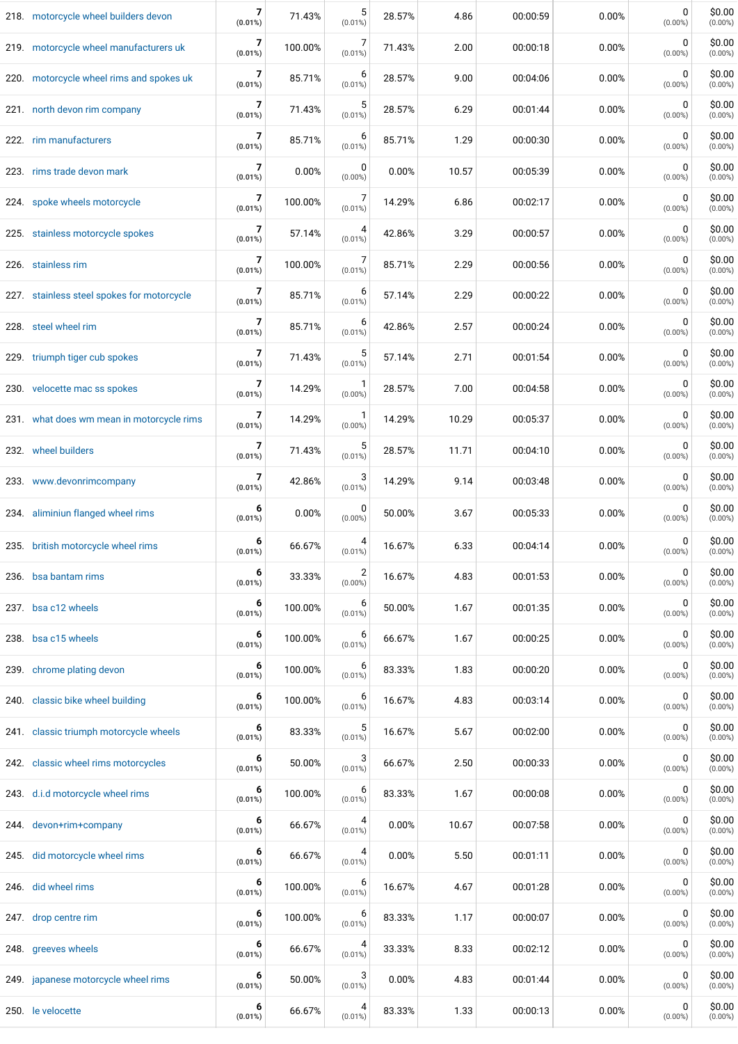| | | | | | | | | | | |
|---|---|---|---|---|---|---|---|---|---|---|
| 218. | motorcycle wheel builders devon | 7 (0.01%) | 71.43% | 5 (0.01%) | 28.57% | 4.86 | 00:00:59 | 0.00% | 0 (0.00%) | $0.00 (0.00%) |
| 219. | motorcycle wheel manufacturers uk | 7 (0.01%) | 100.00% | 7 (0.01%) | 71.43% | 2.00 | 00:00:18 | 0.00% | 0 (0.00%) | $0.00 (0.00%) |
| 220. | motorcycle wheel rims and spokes uk | 7 (0.01%) | 85.71% | 6 (0.01%) | 28.57% | 9.00 | 00:04:06 | 0.00% | 0 (0.00%) | $0.00 (0.00%) |
| 221. | north devon rim company | 7 (0.01%) | 71.43% | 5 (0.01%) | 28.57% | 6.29 | 00:01:44 | 0.00% | 0 (0.00%) | $0.00 (0.00%) |
| 222. | rim manufacturers | 7 (0.01%) | 85.71% | 6 (0.01%) | 85.71% | 1.29 | 00:00:30 | 0.00% | 0 (0.00%) | $0.00 (0.00%) |
| 223. | rims trade devon mark | 7 (0.01%) | 0.00% | 0 (0.00%) | 0.00% | 10.57 | 00:05:39 | 0.00% | 0 (0.00%) | $0.00 (0.00%) |
| 224. | spoke wheels motorcycle | 7 (0.01%) | 100.00% | 7 (0.01%) | 14.29% | 6.86 | 00:02:17 | 0.00% | 0 (0.00%) | $0.00 (0.00%) |
| 225. | stainless motorcycle spokes | 7 (0.01%) | 57.14% | 4 (0.01%) | 42.86% | 3.29 | 00:00:57 | 0.00% | 0 (0.00%) | $0.00 (0.00%) |
| 226. | stainless rim | 7 (0.01%) | 100.00% | 7 (0.01%) | 85.71% | 2.29 | 00:00:56 | 0.00% | 0 (0.00%) | $0.00 (0.00%) |
| 227. | stainless steel spokes for motorcycle | 7 (0.01%) | 85.71% | 6 (0.01%) | 57.14% | 2.29 | 00:00:22 | 0.00% | 0 (0.00%) | $0.00 (0.00%) |
| 228. | steel wheel rim | 7 (0.01%) | 85.71% | 6 (0.01%) | 42.86% | 2.57 | 00:00:24 | 0.00% | 0 (0.00%) | $0.00 (0.00%) |
| 229. | triumph tiger cub spokes | 7 (0.01%) | 71.43% | 5 (0.01%) | 57.14% | 2.71 | 00:01:54 | 0.00% | 0 (0.00%) | $0.00 (0.00%) |
| 230. | velocette mac ss spokes | 7 (0.01%) | 14.29% | 1 (0.00%) | 28.57% | 7.00 | 00:04:58 | 0.00% | 0 (0.00%) | $0.00 (0.00%) |
| 231. | what does wm mean in motorcycle rims | 7 (0.01%) | 14.29% | 1 (0.00%) | 14.29% | 10.29 | 00:05:37 | 0.00% | 0 (0.00%) | $0.00 (0.00%) |
| 232. | wheel builders | 7 (0.01%) | 71.43% | 5 (0.01%) | 28.57% | 11.71 | 00:04:10 | 0.00% | 0 (0.00%) | $0.00 (0.00%) |
| 233. | www.devonrimcompany | 7 (0.01%) | 42.86% | 3 (0.01%) | 14.29% | 9.14 | 00:03:48 | 0.00% | 0 (0.00%) | $0.00 (0.00%) |
| 234. | aliminiun flanged wheel rims | 6 (0.01%) | 0.00% | 0 (0.00%) | 50.00% | 3.67 | 00:05:33 | 0.00% | 0 (0.00%) | $0.00 (0.00%) |
| 235. | british motorcycle wheel rims | 6 (0.01%) | 66.67% | 4 (0.01%) | 16.67% | 6.33 | 00:04:14 | 0.00% | 0 (0.00%) | $0.00 (0.00%) |
| 236. | bsa bantam rims | 6 (0.01%) | 33.33% | 2 (0.00%) | 16.67% | 4.83 | 00:01:53 | 0.00% | 0 (0.00%) | $0.00 (0.00%) |
| 237. | bsa c12 wheels | 6 (0.01%) | 100.00% | 6 (0.01%) | 50.00% | 1.67 | 00:01:35 | 0.00% | 0 (0.00%) | $0.00 (0.00%) |
| 238. | bsa c15 wheels | 6 (0.01%) | 100.00% | 6 (0.01%) | 66.67% | 1.67 | 00:00:25 | 0.00% | 0 (0.00%) | $0.00 (0.00%) |
| 239. | chrome plating devon | 6 (0.01%) | 100.00% | 6 (0.01%) | 83.33% | 1.83 | 00:00:20 | 0.00% | 0 (0.00%) | $0.00 (0.00%) |
| 240. | classic bike wheel building | 6 (0.01%) | 100.00% | 6 (0.01%) | 16.67% | 4.83 | 00:03:14 | 0.00% | 0 (0.00%) | $0.00 (0.00%) |
| 241. | classic triumph motorcycle wheels | 6 (0.01%) | 83.33% | 5 (0.01%) | 16.67% | 5.67 | 00:02:00 | 0.00% | 0 (0.00%) | $0.00 (0.00%) |
| 242. | classic wheel rims motorcycles | 6 (0.01%) | 50.00% | 3 (0.01%) | 66.67% | 2.50 | 00:00:33 | 0.00% | 0 (0.00%) | $0.00 (0.00%) |
| 243. | d.i.d motorcycle wheel rims | 6 (0.01%) | 100.00% | 6 (0.01%) | 83.33% | 1.67 | 00:00:08 | 0.00% | 0 (0.00%) | $0.00 (0.00%) |
| 244. | devon+rim+company | 6 (0.01%) | 66.67% | 4 (0.01%) | 0.00% | 10.67 | 00:07:58 | 0.00% | 0 (0.00%) | $0.00 (0.00%) |
| 245. | did motorcycle wheel rims | 6 (0.01%) | 66.67% | 4 (0.01%) | 0.00% | 5.50 | 00:01:11 | 0.00% | 0 (0.00%) | $0.00 (0.00%) |
| 246. | did wheel rims | 6 (0.01%) | 100.00% | 6 (0.01%) | 16.67% | 4.67 | 00:01:28 | 0.00% | 0 (0.00%) | $0.00 (0.00%) |
| 247. | drop centre rim | 6 (0.01%) | 100.00% | 6 (0.01%) | 83.33% | 1.17 | 00:00:07 | 0.00% | 0 (0.00%) | $0.00 (0.00%) |
| 248. | greeves wheels | 6 (0.01%) | 66.67% | 4 (0.01%) | 33.33% | 8.33 | 00:02:12 | 0.00% | 0 (0.00%) | $0.00 (0.00%) |
| 249. | japanese motorcycle wheel rims | 6 (0.01%) | 50.00% | 3 (0.01%) | 0.00% | 4.83 | 00:01:44 | 0.00% | 0 (0.00%) | $0.00 (0.00%) |
| 250. | le velocette | 6 (0.01%) | 66.67% | 4 (0.01%) | 83.33% | 1.33 | 00:00:13 | 0.00% | 0 (0.00%) | $0.00 (0.00%) |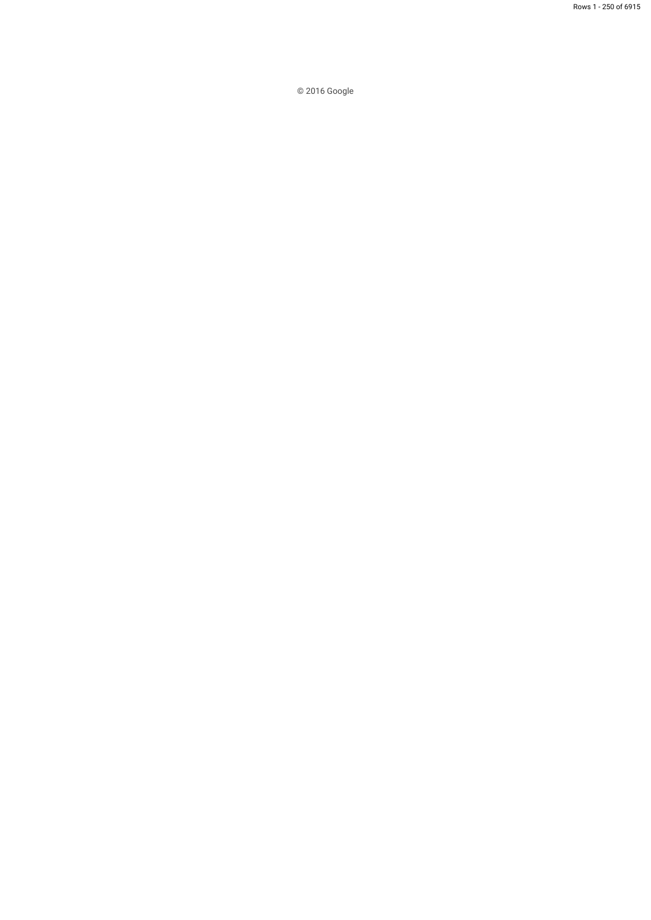© 2016 Google